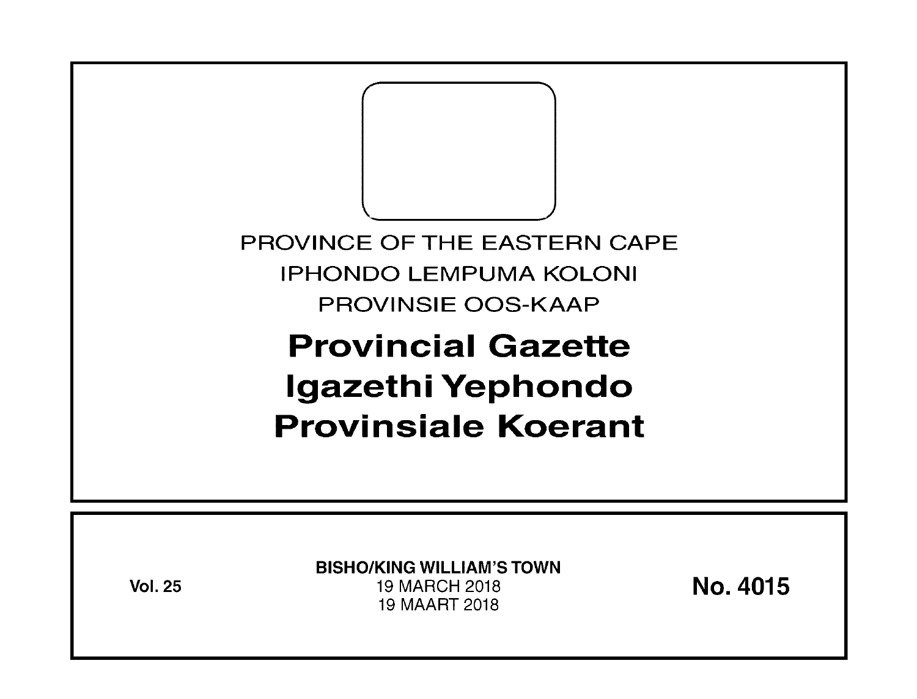PROVINCE OF THE EASTERN CAPE

IPHONDO LEMPUMA KOLONI

PROVINSIE OOS-KAAP

# Provincial Gazette
# Igazethi Yephondo
# Provinsiale Koerant

**Vol. 25**

**BISHO/KING WILLIAM'S TOWN**

19 MARCH 2018

19 MAART 2018

**No. 4015**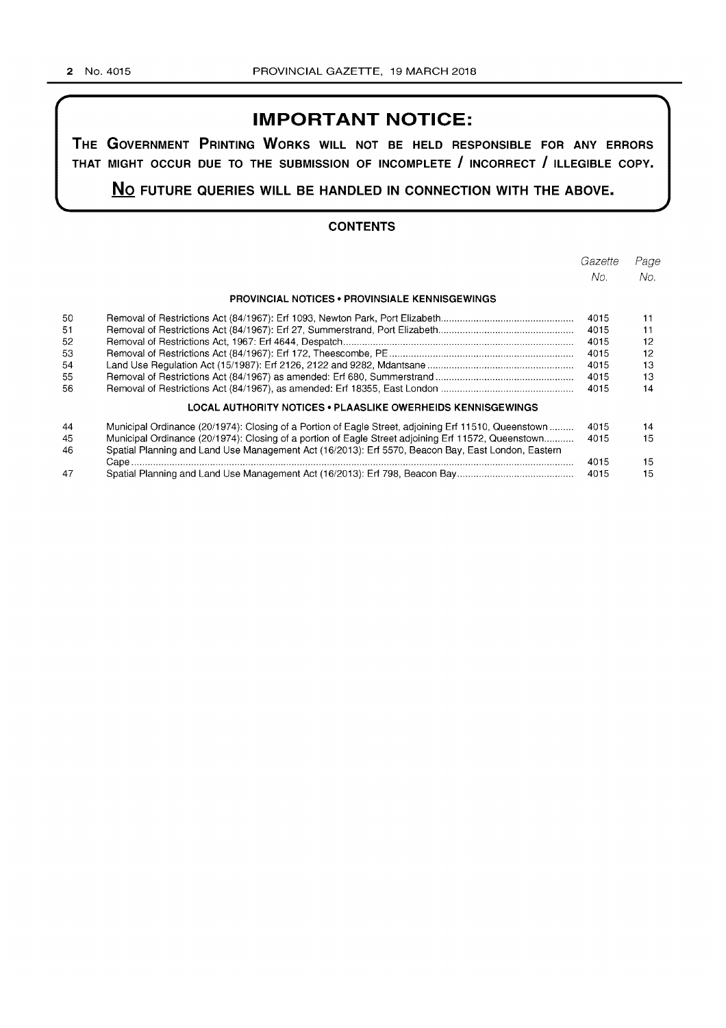# IMPORTANT NOTICE:

**THE GOVERNMENT PRINTING WORKS WILL NOT BE HELD RESPONSIBLE FOR ANY ERRORS THAT MIGHT OCCUR DUE TO THE SUBMISSION OF INCOMPLETE / INCORRECT / ILLEGIBLE COPY.**

**NO FUTURE QUERIES WILL BE HANDLED IN CONNECTION WITH THE ABOVE.**

## CONTENTS

| | | *Gazette No.* | *Page No.* |
|---|---|---|---|
| | **PROVINCIAL NOTICES • PROVINSIALE KENNISGEWINGS** | | |
| 50 | Removal of Restrictions Act (84/1967): Erf 1093, Newton Park, Port Elizabeth | 4015 | 11 |
| 51 | Removal of Restrictions Act (84/1967): Erf 27, Summerstrand, Port Elizabeth | 4015 | 11 |
| 52 | Removal of Restrictions Act, 1967: Erf 4644, Despatch | 4015 | 12 |
| 53 | Removal of Restrictions Act (84/1967): Erf 172, Theescombe, PE | 4015 | 12 |
| 54 | Land Use Regulation Act (15/1987): Erf 2126, 2122 and 9282, Mdantsane | 4015 | 13 |
| 55 | Removal of Restrictions Act (84/1967) as amended: Erf 680, Summerstrand | 4015 | 13 |
| 56 | Removal of Restrictions Act (84/1967), as amended: Erf 18355, East London | 4015 | 14 |
| | **LOCAL AUTHORITY NOTICES • PLAASLIKE OWERHEIDS KENNISGEWINGS** | | |
| 44 | Municipal Ordinance (20/1974): Closing of a Portion of Eagle Street, adjoining Erf 11510, Queenstown | 4015 | 14 |
| 45 | Municipal Ordinance (20/1974): Closing of a portion of Eagle Street adjoining Erf 11572, Queenstown | 4015 | 15 |
| 46 | Spatial Planning and Land Use Management Act (16/2013): Erf 5570, Beacon Bay, East London, Eastern Cape | 4015 | 15 |
| 47 | Spatial Planning and Land Use Management Act (16/2013): Erf 798, Beacon Bay | 4015 | 15 |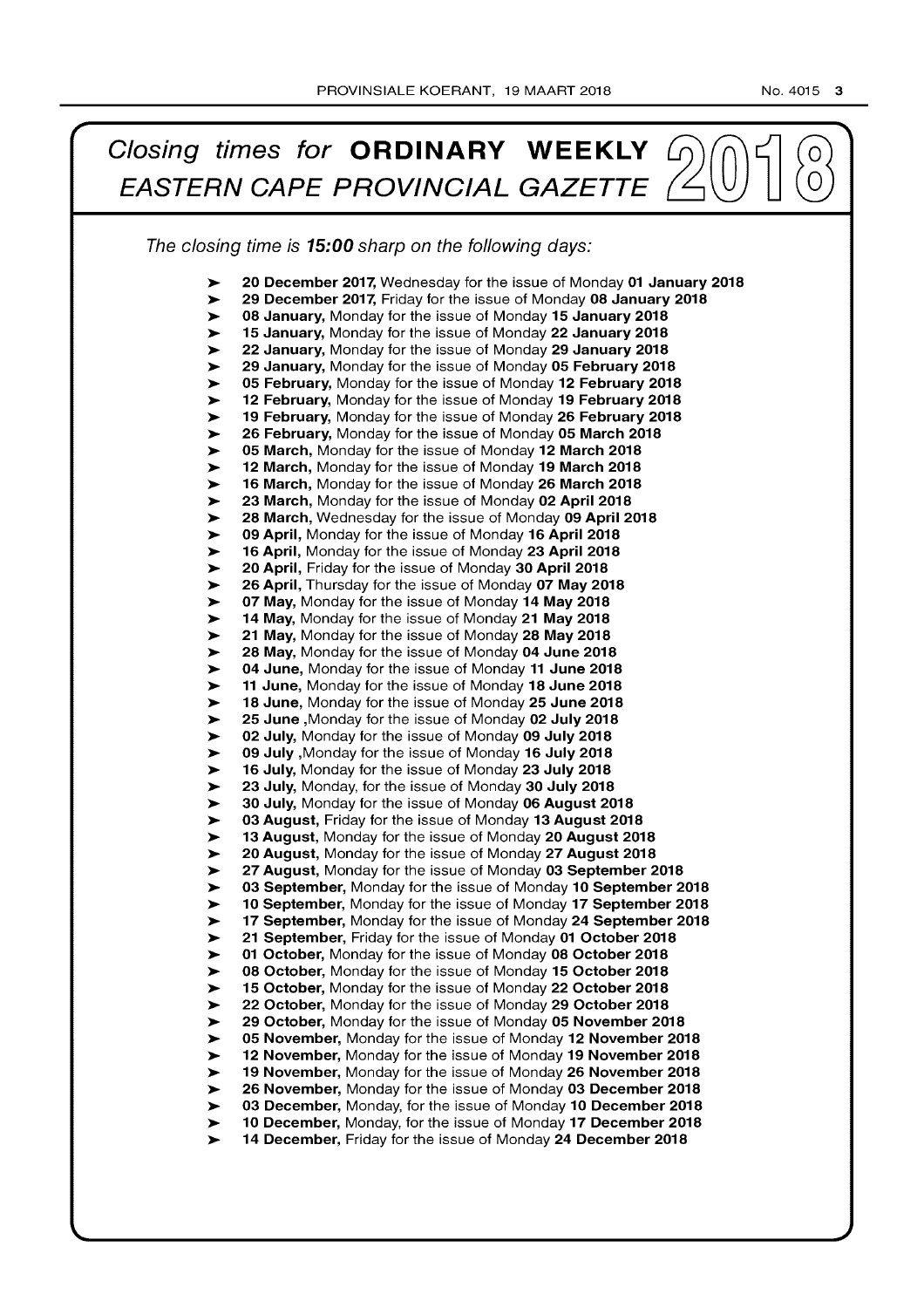# *Closing times for* **ORDINARY WEEKLY** *EASTERN CAPE PROVINCIAL GAZETTE* 2018

*The closing time is* ***15:00*** *sharp on the following days:*

- **20 December 2017,** Wednesday for the issue of Monday **01 January 2018**
- **29 December 2017,** Friday for the issue of Monday **08 January 2018**
- **08 January,** Monday for the issue of Monday **15 January 2018**
- **15 January,** Monday for the issue of Monday **22 January 2018**
- **22 January,** Monday for the issue of Monday **29 January 2018**
- **29 January,** Monday for the issue of Monday **05 February 2018**
- **05 February,** Monday for the issue of Monday **12 February 2018**
- **12 February,** Monday for the issue of Monday **19 February 2018**
- **19 February,** Monday for the issue of Monday **26 February 2018**
- **26 February,** Monday for the issue of Monday **05 March 2018**
- **05 March,** Monday for the issue of Monday **12 March 2018**
- **12 March,** Monday for the issue of Monday **19 March 2018**
- **16 March,** Monday for the issue of Monday **26 March 2018**
- **23 March,** Monday for the issue of Monday **02 April 2018**
- **28 March,** Wednesday for the issue of Monday **09 April 2018**
- **09 April,** Monday for the issue of Monday **16 April 2018**
- **16 April,** Monday for the issue of Monday **23 April 2018**
- **20 April,** Friday for the issue of Monday **30 April 2018**
- **26 April,** Thursday for the issue of Monday **07 May 2018**
- **07 May,** Monday for the issue of Monday **14 May 2018**
- **14 May,** Monday for the issue of Monday **21 May 2018**
- **21 May,** Monday for the issue of Monday **28 May 2018**
- **28 May,** Monday for the issue of Monday **04 June 2018**
- **04 June,** Monday for the issue of Monday **11 June 2018**
- **11 June,** Monday for the issue of Monday **18 June 2018**
- **18 June,** Monday for the issue of Monday **25 June 2018**
- **25 June** ,Monday for the issue of Monday **02 July 2018**
- **02 July,** Monday for the issue of Monday **09 July 2018**
- **09 July** ,Monday for the issue of Monday **16 July 2018**
- **16 July,** Monday for the issue of Monday **23 July 2018**
- **23 July,** Monday, for the issue of Monday **30 July 2018**
- **30 July,** Monday for the issue of Monday **06 August 2018**
- **03 August,** Friday for the issue of Monday **13 August 2018**
- **13 August,** Monday for the issue of Monday **20 August 2018**
- **20 August,** Monday for the issue of Monday **27 August 2018**
- **27 August,** Monday for the issue of Monday **03 September 2018**
- **03 September,** Monday for the issue of Monday **10 September 2018**
- **10 September,** Monday for the issue of Monday **17 September 2018**
- **17 September,** Monday for the issue of Monday **24 September 2018**
- **21 September,** Friday for the issue of Monday **01 October 2018**
- **01 October,** Monday for the issue of Monday **08 October 2018**
- **08 October,** Monday for the issue of Monday **15 October 2018**
- **15 October,** Monday for the issue of Monday **22 October 2018**
- **22 October,** Monday for the issue of Monday **29 October 2018**
- **29 October,** Monday for the issue of Monday **05 November 2018**
- **05 November,** Monday for the issue of Monday **12 November 2018**
- **12 November,** Monday for the issue of Monday **19 November 2018**
- **19 November,** Monday for the issue of Monday **26 November 2018**
- **26 November,** Monday for the issue of Monday **03 December 2018**
- **03 December,** Monday, for the issue of Monday **10 December 2018**
- **10 December,** Monday, for the issue of Monday **17 December 2018**
- **14 December,** Friday for the issue of Monday **24 December 2018**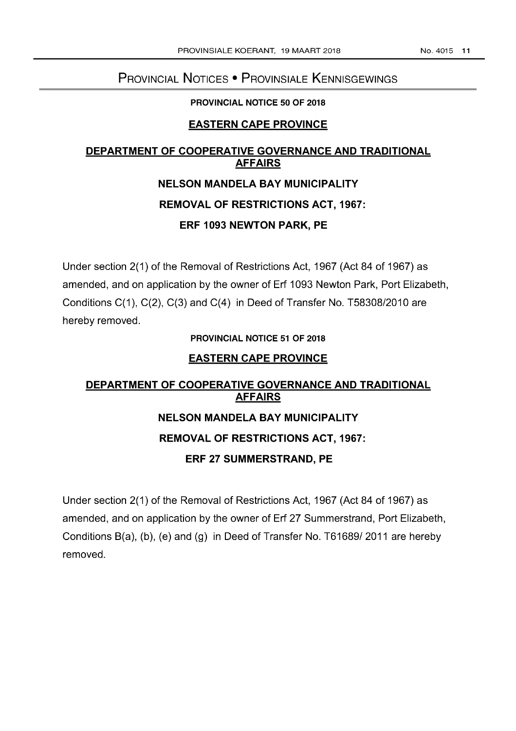# PROVINCIAL NOTICES • PROVINSIALE KENNISGEWINGS

**PROVINCIAL NOTICE 50 OF 2018**

## EASTERN CAPE PROVINCE

## DEPARTMENT OF COOPERATIVE GOVERNANCE AND TRADITIONAL AFFAIRS

### NELSON MANDELA BAY MUNICIPALITY

### REMOVAL OF RESTRICTIONS ACT, 1967:

### ERF 1093 NEWTON PARK, PE

Under section 2(1) of the Removal of Restrictions Act, 1967 (Act 84 of 1967) as amended, and on application by the owner of Erf 1093 Newton Park, Port Elizabeth, Conditions C(1), C(2), C(3) and C(4) in Deed of Transfer No. T58308/2010 are hereby removed.

**PROVINCIAL NOTICE 51 OF 2018**

## EASTERN CAPE PROVINCE

## DEPARTMENT OF COOPERATIVE GOVERNANCE AND TRADITIONAL AFFAIRS

### NELSON MANDELA BAY MUNICIPALITY

### REMOVAL OF RESTRICTIONS ACT, 1967:

### ERF 27 SUMMERSTRAND, PE

Under section 2(1) of the Removal of Restrictions Act, 1967 (Act 84 of 1967) as amended, and on application by the owner of Erf 27 Summerstrand, Port Elizabeth, Conditions B(a), (b), (e) and (g) in Deed of Transfer No. T61689/ 2011 are hereby removed.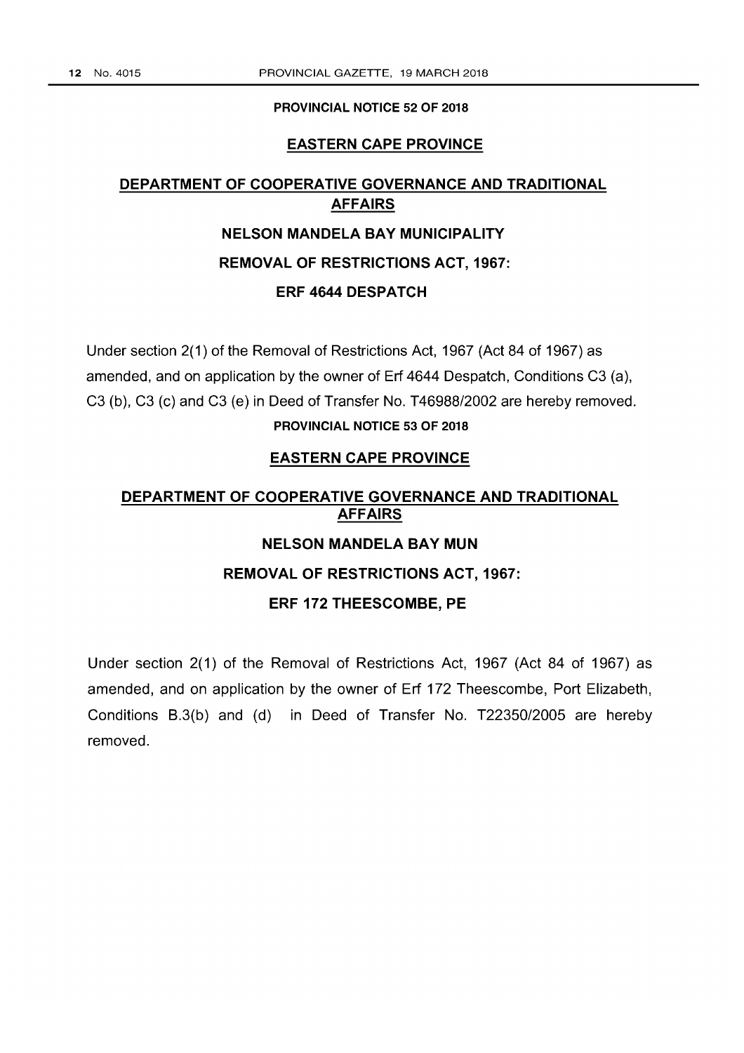**PROVINCIAL NOTICE 52 OF 2018**

## EASTERN CAPE PROVINCE

## DEPARTMENT OF COOPERATIVE GOVERNANCE AND TRADITIONAL AFFAIRS

## NELSON MANDELA BAY MUNICIPALITY

## REMOVAL OF RESTRICTIONS ACT, 1967:

## ERF 4644 DESPATCH

Under section 2(1) of the Removal of Restrictions Act, 1967 (Act 84 of 1967) as amended, and on application by the owner of Erf 4644 Despatch, Conditions C3 (a), C3 (b), C3 (c) and C3 (e) in Deed of Transfer No. T46988/2002 are hereby removed.

**PROVINCIAL NOTICE 53 OF 2018**

## EASTERN CAPE PROVINCE

## DEPARTMENT OF COOPERATIVE GOVERNANCE AND TRADITIONAL AFFAIRS

## NELSON MANDELA BAY MUN

## REMOVAL OF RESTRICTIONS ACT, 1967:

## ERF 172 THEESCOMBE, PE

Under section 2(1) of the Removal of Restrictions Act, 1967 (Act 84 of 1967) as amended, and on application by the owner of Erf 172 Theescombe, Port Elizabeth, Conditions B.3(b) and (d) in Deed of Transfer No. T22350/2005 are hereby removed.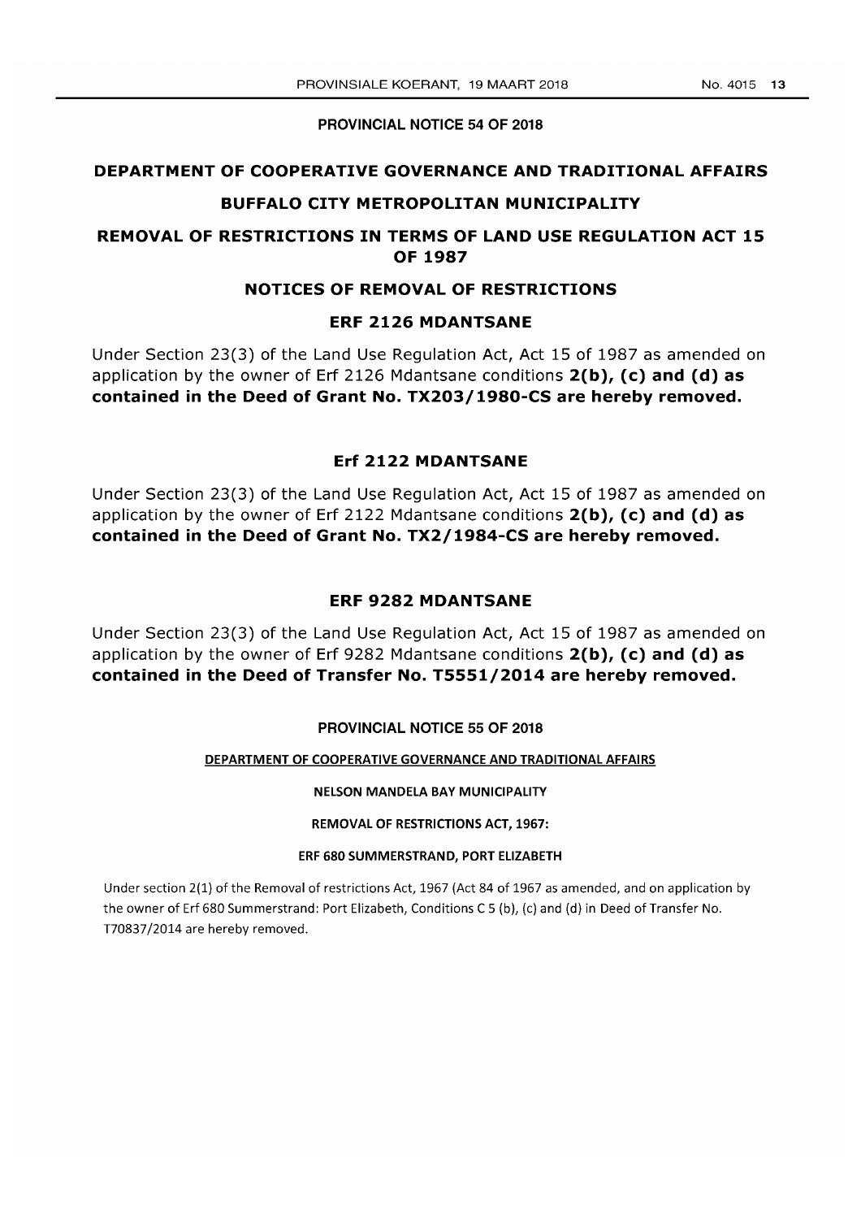## PROVINCIAL NOTICE 54 OF 2018

## DEPARTMENT OF COOPERATIVE GOVERNANCE AND TRADITIONAL AFFAIRS

## BUFFALO CITY METROPOLITAN MUNICIPALITY

## REMOVAL OF RESTRICTIONS IN TERMS OF LAND USE REGULATION ACT 15 OF 1987

## NOTICES OF REMOVAL OF RESTRICTIONS

### ERF 2126 MDANTSANE

Under Section 23(3) of the Land Use Regulation Act, Act 15 of 1987 as amended on application by the owner of Erf 2126 Mdantsane conditions **2(b), (c) and (d) as contained in the Deed of Grant No. TX203/1980-CS are hereby removed.**

### Erf 2122 MDANTSANE

Under Section 23(3) of the Land Use Regulation Act, Act 15 of 1987 as amended on application by the owner of Erf 2122 Mdantsane conditions **2(b), (c) and (d) as contained in the Deed of Grant No. TX2/1984-CS are hereby removed.**

### ERF 9282 MDANTSANE

Under Section 23(3) of the Land Use Regulation Act, Act 15 of 1987 as amended on application by the owner of Erf 9282 Mdantsane conditions **2(b), (c) and (d) as contained in the Deed of Transfer No. T5551/2014 are hereby removed.**

## PROVINCIAL NOTICE 55 OF 2018

**DEPARTMENT OF COOPERATIVE GOVERNANCE AND TRADITIONAL AFFAIRS**

**NELSON MANDELA BAY MUNICIPALITY**

**REMOVAL OF RESTRICTIONS ACT, 1967:**

**ERF 680 SUMMERSTRAND, PORT ELIZABETH**

Under section 2(1) of the Removal of restrictions Act, 1967 (Act 84 of 1967 as amended, and on application by the owner of Erf 680 Summerstrand: Port Elizabeth, Conditions C 5 (b), (c) and (d) in Deed of Transfer No. T70837/2014 are hereby removed.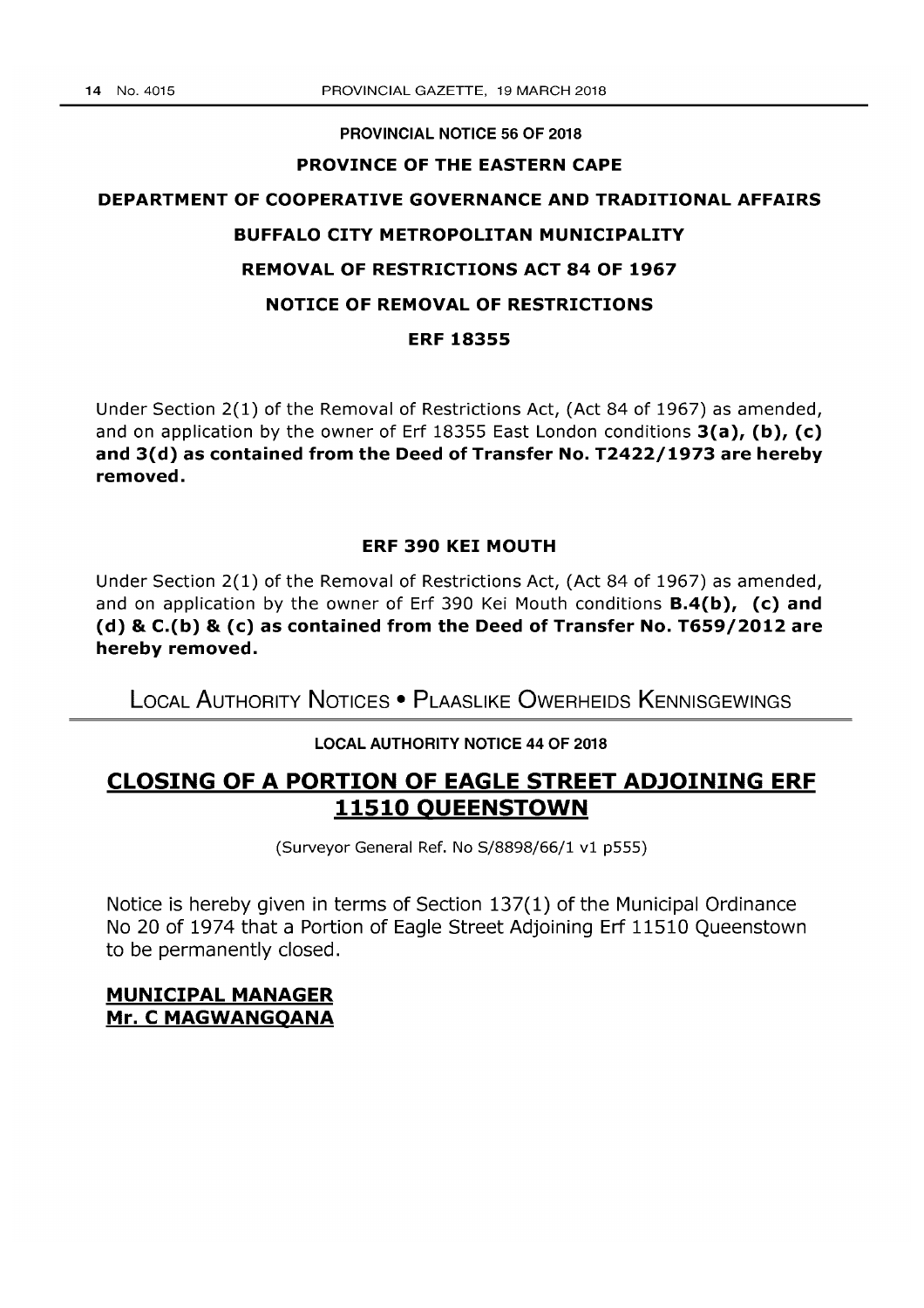**PROVINCIAL NOTICE 56 OF 2018**

**PROVINCE OF THE EASTERN CAPE**

**DEPARTMENT OF COOPERATIVE GOVERNANCE AND TRADITIONAL AFFAIRS**

**BUFFALO CITY METROPOLITAN MUNICIPALITY**

**REMOVAL OF RESTRICTIONS ACT 84 OF 1967**

**NOTICE OF REMOVAL OF RESTRICTIONS**

**ERF 18355**

Under Section 2(1) of the Removal of Restrictions Act, (Act 84 of 1967) as amended, and on application by the owner of Erf 18355 East London conditions **3(a), (b), (c) and 3(d) as contained from the Deed of Transfer No. T2422/1973 are hereby removed.**

**ERF 390 KEI MOUTH**

Under Section 2(1) of the Removal of Restrictions Act, (Act 84 of 1967) as amended, and on application by the owner of Erf 390 Kei Mouth conditions **B.4(b), (c) and (d) & C.(b) & (c) as contained from the Deed of Transfer No. T659/2012 are hereby removed.**

# LOCAL AUTHORITY NOTICES • PLAASLIKE OWERHEIDS KENNISGEWINGS

**LOCAL AUTHORITY NOTICE 44 OF 2018**

## CLOSING OF A PORTION OF EAGLE STREET ADJOINING ERF 11510 QUEENSTOWN

(Surveyor General Ref. No S/8898/66/1 v1 p555)

Notice is hereby given in terms of Section 137(1) of the Municipal Ordinance No 20 of 1974 that a Portion of Eagle Street Adjoining Erf 11510 Queenstown to be permanently closed.

**MUNICIPAL MANAGER**
**Mr. C MAGWANGQANA**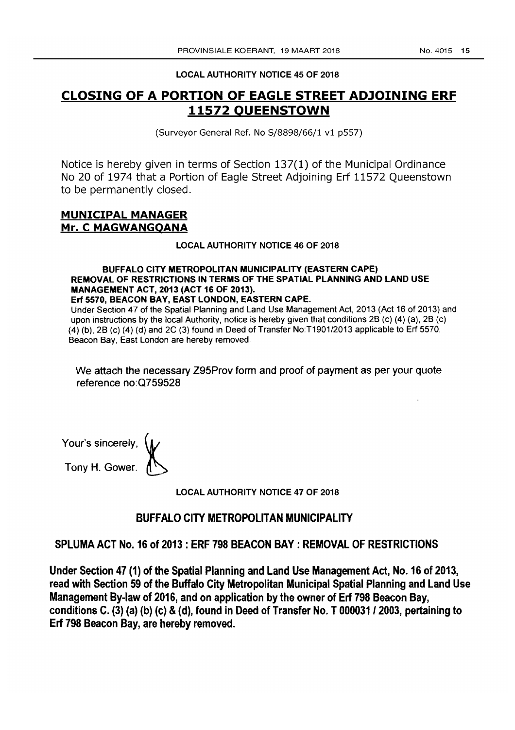**LOCAL AUTHORITY NOTICE 45 OF 2018**

# CLOSING OF A PORTION OF EAGLE STREET ADJOINING ERF 11572 QUEENSTOWN

(Surveyor General Ref. No S/8898/66/1 v1 p557)

Notice is hereby given in terms of Section 137(1) of the Municipal Ordinance No 20 of 1974 that a Portion of Eagle Street Adjoining Erf 11572 Queenstown to be permanently closed.

**MUNICIPAL MANAGER**
**Mr. C MAGWANGQANA**

**LOCAL AUTHORITY NOTICE 46 OF 2018**

**BUFFALO CITY METROPOLITAN MUNICIPALITY (EASTERN CAPE)**
**REMOVAL OF RESTRICTIONS IN TERMS OF THE SPATIAL PLANNING AND LAND USE MANAGEMENT ACT, 2013 (ACT 16 OF 2013).**
**Erf 5570, BEACON BAY, EAST LONDON, EASTERN CAPE.**

Under Section 47 of the Spatial Planning and Land Use Management Act, 2013 (Act 16 of 2013) and upon instructions by the local Authority, notice is hereby given that conditions 2B (c) (4) (a), 2B (c) (4) (b), 2B (c) (4) (d) and 2C (3) found in Deed of Transfer No:T1901/2013 applicable to Erf 5570, Beacon Bay, East London are hereby removed.

We attach the necessary Z95Prov form and proof of payment as per your quote reference no:Q759528

Your's sincerely,

Tony H. Gower.

**LOCAL AUTHORITY NOTICE 47 OF 2018**

## BUFFALO CITY METROPOLITAN MUNICIPALITY

**SPLUMA ACT No. 16 of 2013 : ERF 798 BEACON BAY : REMOVAL OF RESTRICTIONS**

**Under Section 47 (1) of the Spatial Planning and Land Use Management Act, No. 16 of 2013, read with Section 59 of the Buffalo City Metropolitan Municipal Spatial Planning and Land Use Management By-law of 2016, and on application by the owner of Erf 798 Beacon Bay, conditions C. (3) (a) (b) (c) & (d), found in Deed of Transfer No. T 000031 / 2003, pertaining to Erf 798 Beacon Bay, are hereby removed.**